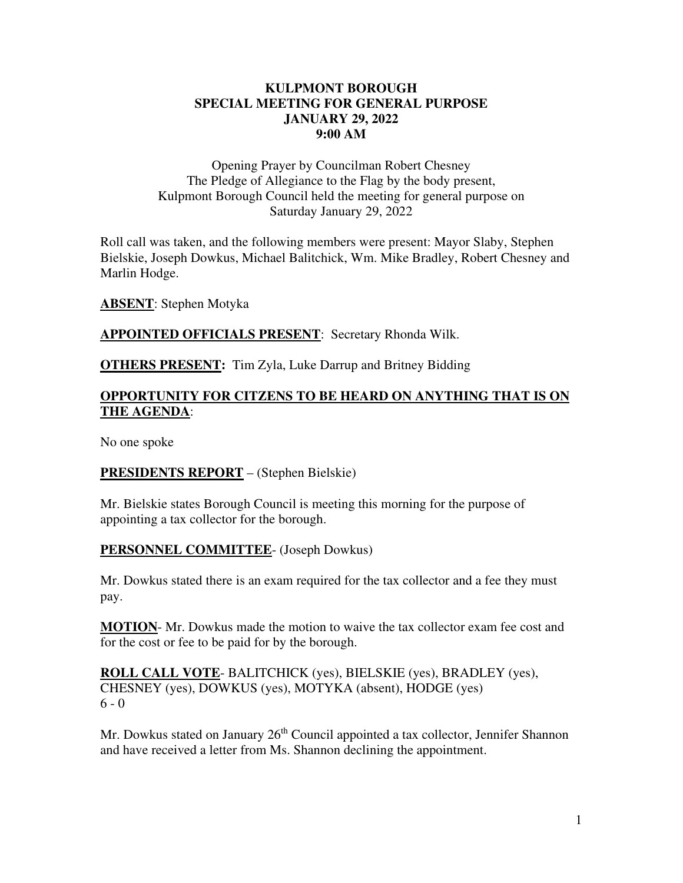**KULPMONT BOROUGH**
**SPECIAL MEETING FOR GENERAL PURPOSE**
**JANUARY 29, 2022**
**9:00 AM**

Opening Prayer by Councilman Robert Chesney
The Pledge of Allegiance to the Flag by the body present,
Kulpmont Borough Council held the meeting for general purpose on
Saturday January 29, 2022

Roll call was taken, and the following members were present: Mayor Slaby, Stephen Bielskie, Joseph Dowkus, Michael Balitchick, Wm. Mike Bradley, Robert Chesney and Marlin Hodge.

**ABSENT**: Stephen Motyka

**APPOINTED OFFICIALS PRESENT**: Secretary Rhonda Wilk.

**OTHERS PRESENT:** Tim Zyla, Luke Darrup and Britney Bidding

**OPPORTUNITY FOR CITIZENS TO BE HEARD ON ANYTHING THAT IS ON THE AGENDA**:

No one spoke

**PRESIDENTS REPORT** – (Stephen Bielskie)

Mr. Bielskie states Borough Council is meeting this morning for the purpose of appointing a tax collector for the borough.

**PERSONNEL COMMITTEE**- (Joseph Dowkus)

Mr. Dowkus stated there is an exam required for the tax collector and a fee they must pay.

**MOTION**- Mr. Dowkus made the motion to waive the tax collector exam fee cost and for the cost or fee to be paid for by the borough.

**ROLL CALL VOTE**- BALITCHICK (yes), BIELSKIE (yes), BRADLEY (yes), CHESNEY (yes), DOWKUS (yes), MOTYKA (absent), HODGE (yes)
6 - 0

Mr. Dowkus stated on January 26th Council appointed a tax collector, Jennifer Shannon and have received a letter from Ms. Shannon declining the appointment.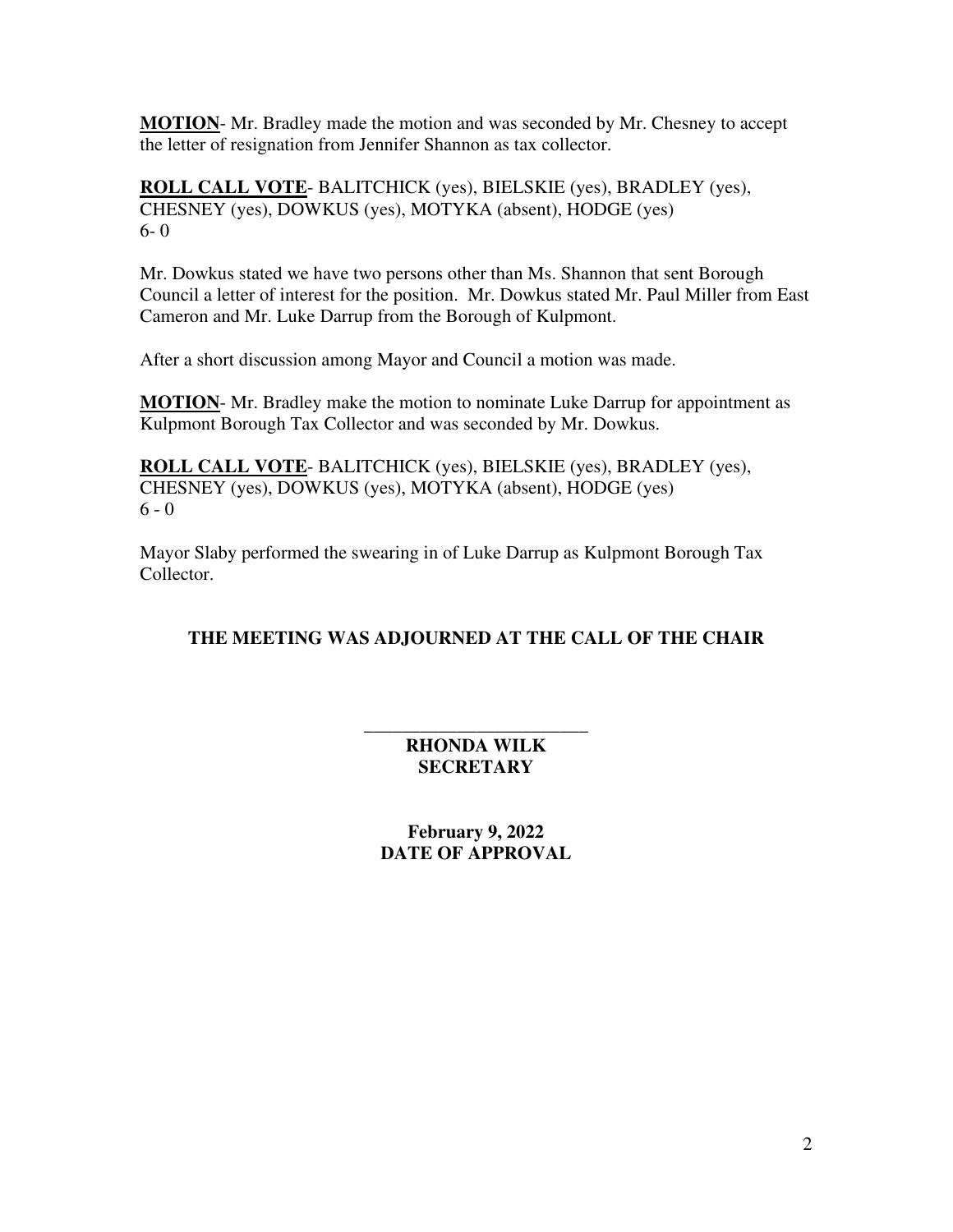**MOTION**- Mr. Bradley made the motion and was seconded by Mr. Chesney to accept the letter of resignation from Jennifer Shannon as tax collector.

**ROLL CALL VOTE**- BALITCHICK (yes), BIELSKIE (yes), BRADLEY (yes), CHESNEY (yes), DOWKUS (yes), MOTYKA (absent), HODGE (yes)
6- 0

Mr. Dowkus stated we have two persons other than Ms. Shannon that sent Borough Council a letter of interest for the position. Mr. Dowkus stated Mr. Paul Miller from East Cameron and Mr. Luke Darrup from the Borough of Kulpmont.

After a short discussion among Mayor and Council a motion was made.

**MOTION**- Mr. Bradley make the motion to nominate Luke Darrup for appointment as Kulpmont Borough Tax Collector and was seconded by Mr. Dowkus.

**ROLL CALL VOTE**- BALITCHICK (yes), BIELSKIE (yes), BRADLEY (yes), CHESNEY (yes), DOWKUS (yes), MOTYKA (absent), HODGE (yes)
6 - 0

Mayor Slaby performed the swearing in of Luke Darrup as Kulpmont Borough Tax Collector.

**THE MEETING WAS ADJOURNED AT THE CALL OF THE CHAIR**

\_\_\_\_\_\_\_\_\_\_\_\_\_\_\_\_\_\_\_\_\_\_\_\_

**RHONDA WILK**
**SECRETARY**

**February 9, 2022**
**DATE OF APPROVAL**